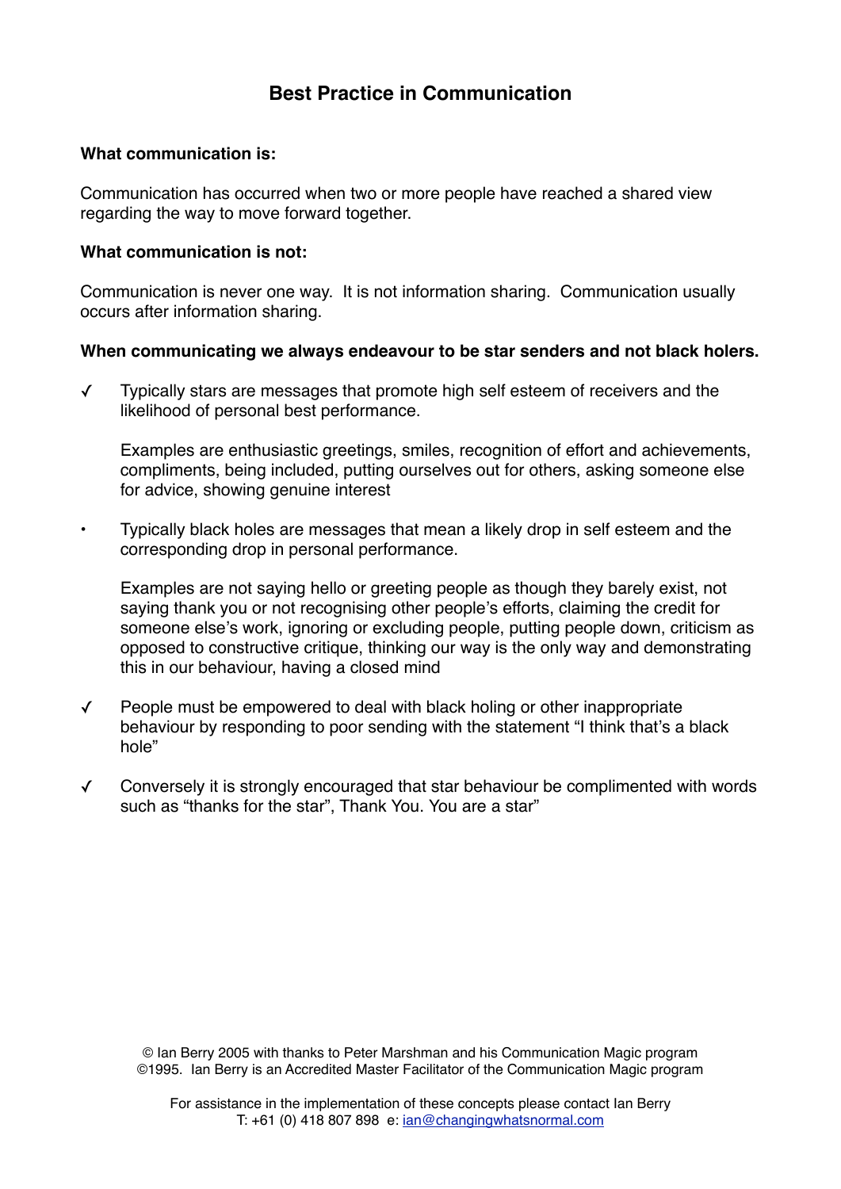# Best Practice in Communication

**What communication is:**

Communication has occurred when two or more people have reached a shared view regarding the way to move forward together.

**What communication is not:**

Communication is never one way. It is not information sharing. Communication usually occurs after information sharing.

**When communicating we always endeavour to be star senders and not black holers.**

✓ Typically stars are messages that promote high self esteem of receivers and the likelihood of personal best performance.

  Examples are enthusiastic greetings, smiles, recognition of effort and achievements, compliments, being included, putting ourselves out for others, asking someone else for advice, showing genuine interest

• Typically black holes are messages that mean a likely drop in self esteem and the corresponding drop in personal performance.

  Examples are not saying hello or greeting people as though they barely exist, not saying thank you or not recognising other people's efforts, claiming the credit for someone else's work, ignoring or excluding people, putting people down, criticism as opposed to constructive critique, thinking our way is the only way and demonstrating this in our behaviour, having a closed mind

✓ People must be empowered to deal with black holing or other inappropriate behaviour by responding to poor sending with the statement "I think that's a black hole"

✓ Conversely it is strongly encouraged that star behaviour be complimented with words such as "thanks for the star", Thank You. You are a star"

© Ian Berry 2005 with thanks to Peter Marshman and his Communication Magic program ©1995. Ian Berry is an Accredited Master Facilitator of the Communication Magic program

For assistance in the implementation of these concepts please contact Ian Berry
T: +61 (0) 418 807 898 e: ian@changingwhatsnormal.com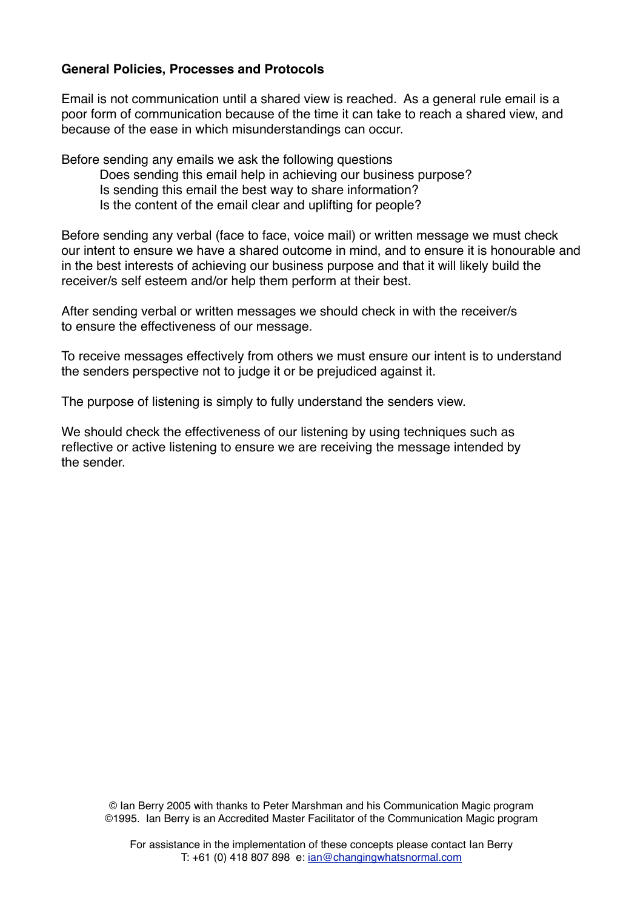**General Policies, Processes and Protocols**

Email is not communication until a shared view is reached. As a general rule email is a poor form of communication because of the time it can take to reach a shared view, and because of the ease in which misunderstandings can occur.

Before sending any emails we ask the following questions

Does sending this email help in achieving our business purpose?
Is sending this email the best way to share information?
Is the content of the email clear and uplifting for people?

Before sending any verbal (face to face, voice mail) or written message we must check our intent to ensure we have a shared outcome in mind, and to ensure it is honourable and in the best interests of achieving our business purpose and that it will likely build the receiver/s self esteem and/or help them perform at their best.

After sending verbal or written messages we should check in with the receiver/s to ensure the effectiveness of our message.

To receive messages effectively from others we must ensure our intent is to understand the senders perspective not to judge it or be prejudiced against it.

The purpose of listening is simply to fully understand the senders view.

We should check the effectiveness of our listening by using techniques such as reflective or active listening to ensure we are receiving the message intended by the sender.

© Ian Berry 2005 with thanks to Peter Marshman and his Communication Magic program ©1995. Ian Berry is an Accredited Master Facilitator of the Communication Magic program

For assistance in the implementation of these concepts please contact Ian Berry
T: +61 (0) 418 807 898 e: ian@changingwhatsnormal.com